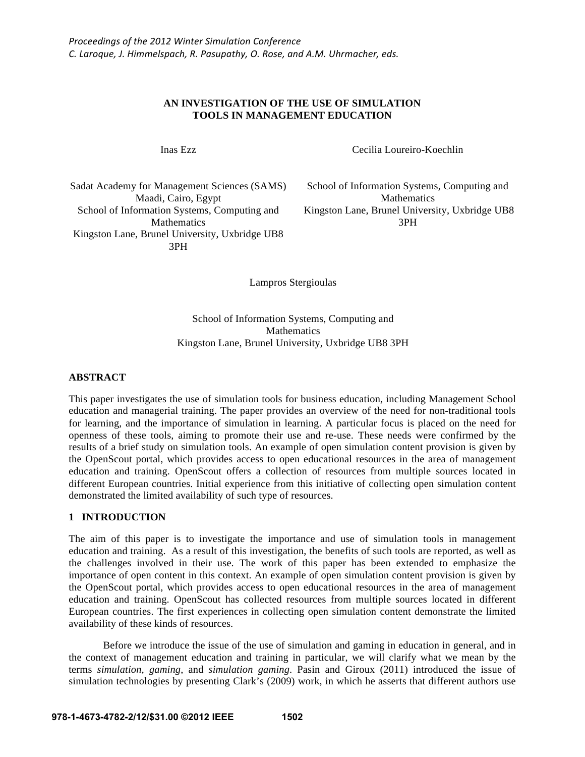# AN INVESTIGATION OF THE USE OF SIMULATION TOOLS IN MANAGEMENT EDUCATION

Inas Ezz

Sadat Academy for Management Sciences (SAMS)
Maadi, Cairo, Egypt
School of Information Systems, Computing and Mathematics
Kingston Lane, Brunel University, Uxbridge UB8 3PH

Cecilia Loureiro-Koechlin

School of Information Systems, Computing and Mathematics
Kingston Lane, Brunel University, Uxbridge UB8 3PH

Lampros Stergioulas

School of Information Systems, Computing and Mathematics
Kingston Lane, Brunel University, Uxbridge UB8 3PH

## ABSTRACT

This paper investigates the use of simulation tools for business education, including Management School education and managerial training. The paper provides an overview of the need for non-traditional tools for learning, and the importance of simulation in learning. A particular focus is placed on the need for openness of these tools, aiming to promote their use and re-use. These needs were confirmed by the results of a brief study on simulation tools. An example of open simulation content provision is given by the OpenScout portal, which provides access to open educational resources in the area of management education and training. OpenScout offers a collection of resources from multiple sources located in different European countries. Initial experience from this initiative of collecting open simulation content demonstrated the limited availability of such type of resources.

## 1 INTRODUCTION

The aim of this paper is to investigate the importance and use of simulation tools in management education and training. As a result of this investigation, the benefits of such tools are reported, as well as the challenges involved in their use. The work of this paper has been extended to emphasize the importance of open content in this context. An example of open simulation content provision is given by the OpenScout portal, which provides access to open educational resources in the area of management education and training. OpenScout has collected resources from multiple sources located in different European countries. The first experiences in collecting open simulation content demonstrate the limited availability of these kinds of resources.

Before we introduce the issue of the use of simulation and gaming in education in general, and in the context of management education and training in particular, we will clarify what we mean by the terms *simulation*, *gaming*, and *simulation gaming*. Pasin and Giroux (2011) introduced the issue of simulation technologies by presenting Clark's (2009) work, in which he asserts that different authors use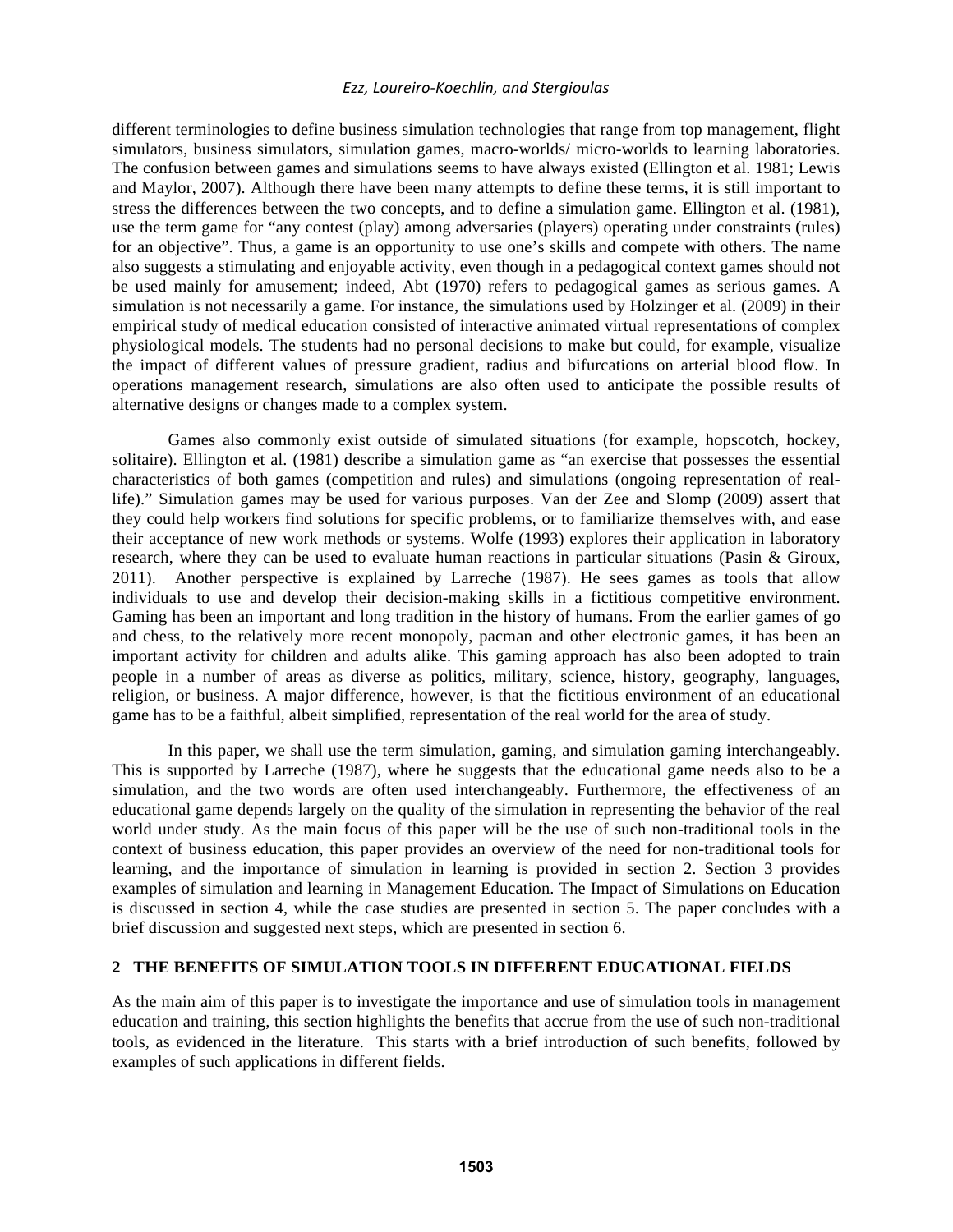different terminologies to define business simulation technologies that range from top management, flight simulators, business simulators, simulation games, macro-worlds/ micro-worlds to learning laboratories. The confusion between games and simulations seems to have always existed (Ellington et al. 1981; Lewis and Maylor, 2007). Although there have been many attempts to define these terms, it is still important to stress the differences between the two concepts, and to define a simulation game. Ellington et al. (1981), use the term game for "any contest (play) among adversaries (players) operating under constraints (rules) for an objective". Thus, a game is an opportunity to use one's skills and compete with others. The name also suggests a stimulating and enjoyable activity, even though in a pedagogical context games should not be used mainly for amusement; indeed, Abt (1970) refers to pedagogical games as serious games. A simulation is not necessarily a game. For instance, the simulations used by Holzinger et al. (2009) in their empirical study of medical education consisted of interactive animated virtual representations of complex physiological models. The students had no personal decisions to make but could, for example, visualize the impact of different values of pressure gradient, radius and bifurcations on arterial blood flow. In operations management research, simulations are also often used to anticipate the possible results of alternative designs or changes made to a complex system.

Games also commonly exist outside of simulated situations (for example, hopscotch, hockey, solitaire). Ellington et al. (1981) describe a simulation game as "an exercise that possesses the essential characteristics of both games (competition and rules) and simulations (ongoing representation of real-life)." Simulation games may be used for various purposes. Van der Zee and Slomp (2009) assert that they could help workers find solutions for specific problems, or to familiarize themselves with, and ease their acceptance of new work methods or systems. Wolfe (1993) explores their application in laboratory research, where they can be used to evaluate human reactions in particular situations (Pasin & Giroux, 2011). Another perspective is explained by Larreche (1987). He sees games as tools that allow individuals to use and develop their decision-making skills in a fictitious competitive environment. Gaming has been an important and long tradition in the history of humans. From the earlier games of go and chess, to the relatively more recent monopoly, pacman and other electronic games, it has been an important activity for children and adults alike. This gaming approach has also been adopted to train people in a number of areas as diverse as politics, military, science, history, geography, languages, religion, or business. A major difference, however, is that the fictitious environment of an educational game has to be a faithful, albeit simplified, representation of the real world for the area of study.

In this paper, we shall use the term simulation, gaming, and simulation gaming interchangeably. This is supported by Larreche (1987), where he suggests that the educational game needs also to be a simulation, and the two words are often used interchangeably. Furthermore, the effectiveness of an educational game depends largely on the quality of the simulation in representing the behavior of the real world under study. As the main focus of this paper will be the use of such non-traditional tools in the context of business education, this paper provides an overview of the need for non-traditional tools for learning, and the importance of simulation in learning is provided in section 2. Section 3 provides examples of simulation and learning in Management Education. The Impact of Simulations on Education is discussed in section 4, while the case studies are presented in section 5. The paper concludes with a brief discussion and suggested next steps, which are presented in section 6.

## 2 THE BENEFITS OF SIMULATION TOOLS IN DIFFERENT EDUCATIONAL FIELDS

As the main aim of this paper is to investigate the importance and use of simulation tools in management education and training, this section highlights the benefits that accrue from the use of such non-traditional tools, as evidenced in the literature. This starts with a brief introduction of such benefits, followed by examples of such applications in different fields.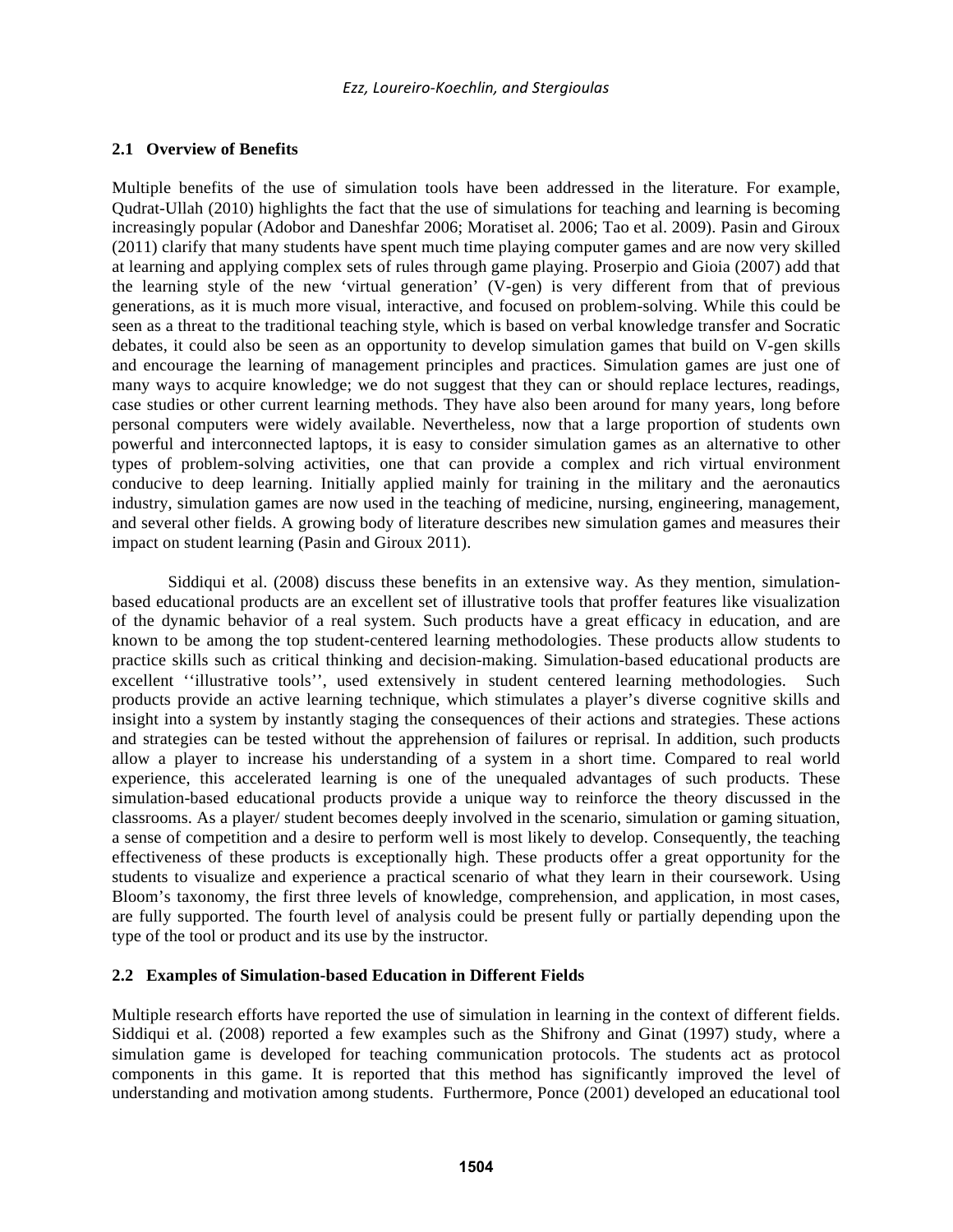## 2.1 Overview of Benefits

Multiple benefits of the use of simulation tools have been addressed in the literature. For example, Qudrat-Ullah (2010) highlights the fact that the use of simulations for teaching and learning is becoming increasingly popular (Adobor and Daneshfar 2006; Moratiset al. 2006; Tao et al. 2009). Pasin and Giroux (2011) clarify that many students have spent much time playing computer games and are now very skilled at learning and applying complex sets of rules through game playing. Proserpio and Gioia (2007) add that the learning style of the new 'virtual generation' (V-gen) is very different from that of previous generations, as it is much more visual, interactive, and focused on problem-solving. While this could be seen as a threat to the traditional teaching style, which is based on verbal knowledge transfer and Socratic debates, it could also be seen as an opportunity to develop simulation games that build on V-gen skills and encourage the learning of management principles and practices. Simulation games are just one of many ways to acquire knowledge; we do not suggest that they can or should replace lectures, readings, case studies or other current learning methods. They have also been around for many years, long before personal computers were widely available. Nevertheless, now that a large proportion of students own powerful and interconnected laptops, it is easy to consider simulation games as an alternative to other types of problem-solving activities, one that can provide a complex and rich virtual environment conducive to deep learning. Initially applied mainly for training in the military and the aeronautics industry, simulation games are now used in the teaching of medicine, nursing, engineering, management, and several other fields. A growing body of literature describes new simulation games and measures their impact on student learning (Pasin and Giroux 2011).

Siddiqui et al. (2008) discuss these benefits in an extensive way. As they mention, simulation-based educational products are an excellent set of illustrative tools that proffer features like visualization of the dynamic behavior of a real system. Such products have a great efficacy in education, and are known to be among the top student-centered learning methodologies. These products allow students to practice skills such as critical thinking and decision-making. Simulation-based educational products are excellent ''illustrative tools'', used extensively in student centered learning methodologies. Such products provide an active learning technique, which stimulates a player's diverse cognitive skills and insight into a system by instantly staging the consequences of their actions and strategies. These actions and strategies can be tested without the apprehension of failures or reprisal. In addition, such products allow a player to increase his understanding of a system in a short time. Compared to real world experience, this accelerated learning is one of the unequaled advantages of such products. These simulation-based educational products provide a unique way to reinforce the theory discussed in the classrooms. As a player/ student becomes deeply involved in the scenario, simulation or gaming situation, a sense of competition and a desire to perform well is most likely to develop. Consequently, the teaching effectiveness of these products is exceptionally high. These products offer a great opportunity for the students to visualize and experience a practical scenario of what they learn in their coursework. Using Bloom's taxonomy, the first three levels of knowledge, comprehension, and application, in most cases, are fully supported. The fourth level of analysis could be present fully or partially depending upon the type of the tool or product and its use by the instructor.

## 2.2 Examples of Simulation-based Education in Different Fields

Multiple research efforts have reported the use of simulation in learning in the context of different fields. Siddiqui et al. (2008) reported a few examples such as the Shifrony and Ginat (1997) study, where a simulation game is developed for teaching communication protocols. The students act as protocol components in this game. It is reported that this method has significantly improved the level of understanding and motivation among students. Furthermore, Ponce (2001) developed an educational tool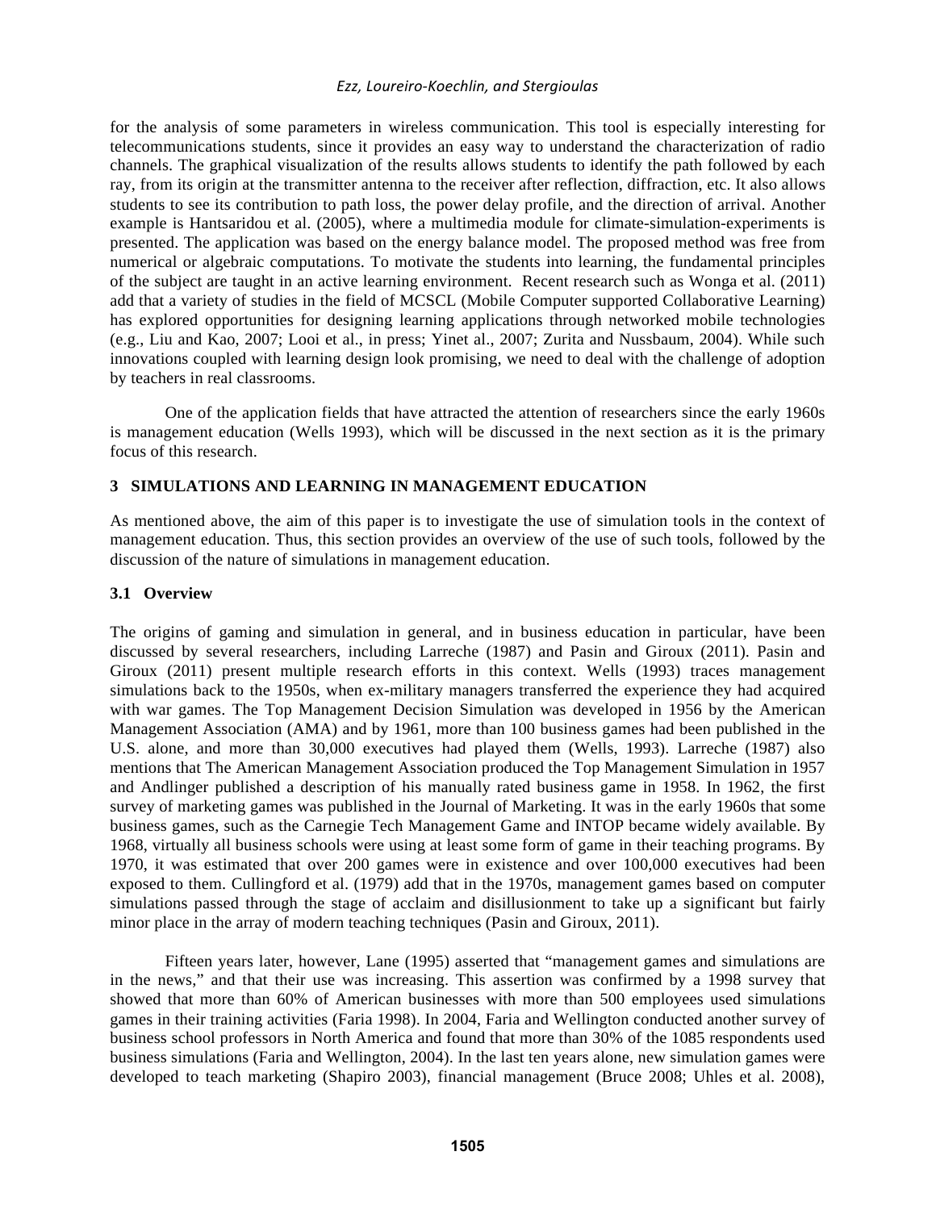for the analysis of some parameters in wireless communication. This tool is especially interesting for telecommunications students, since it provides an easy way to understand the characterization of radio channels. The graphical visualization of the results allows students to identify the path followed by each ray, from its origin at the transmitter antenna to the receiver after reflection, diffraction, etc. It also allows students to see its contribution to path loss, the power delay profile, and the direction of arrival. Another example is Hantsaridou et al. (2005), where a multimedia module for climate-simulation-experiments is presented. The application was based on the energy balance model. The proposed method was free from numerical or algebraic computations. To motivate the students into learning, the fundamental principles of the subject are taught in an active learning environment. Recent research such as Wonga et al. (2011) add that a variety of studies in the field of MCSCL (Mobile Computer supported Collaborative Learning) has explored opportunities for designing learning applications through networked mobile technologies (e.g., Liu and Kao, 2007; Looi et al., in press; Yinet al., 2007; Zurita and Nussbaum, 2004). While such innovations coupled with learning design look promising, we need to deal with the challenge of adoption by teachers in real classrooms.

One of the application fields that have attracted the attention of researchers since the early 1960s is management education (Wells 1993), which will be discussed in the next section as it is the primary focus of this research.

## 3 SIMULATIONS AND LEARNING IN MANAGEMENT EDUCATION

As mentioned above, the aim of this paper is to investigate the use of simulation tools in the context of management education. Thus, this section provides an overview of the use of such tools, followed by the discussion of the nature of simulations in management education.

### 3.1 Overview

The origins of gaming and simulation in general, and in business education in particular, have been discussed by several researchers, including Larreche (1987) and Pasin and Giroux (2011). Pasin and Giroux (2011) present multiple research efforts in this context. Wells (1993) traces management simulations back to the 1950s, when ex-military managers transferred the experience they had acquired with war games. The Top Management Decision Simulation was developed in 1956 by the American Management Association (AMA) and by 1961, more than 100 business games had been published in the U.S. alone, and more than 30,000 executives had played them (Wells, 1993). Larreche (1987) also mentions that The American Management Association produced the Top Management Simulation in 1957 and Andlinger published a description of his manually rated business game in 1958. In 1962, the first survey of marketing games was published in the Journal of Marketing. It was in the early 1960s that some business games, such as the Carnegie Tech Management Game and INTOP became widely available. By 1968, virtually all business schools were using at least some form of game in their teaching programs. By 1970, it was estimated that over 200 games were in existence and over 100,000 executives had been exposed to them. Cullingford et al. (1979) add that in the 1970s, management games based on computer simulations passed through the stage of acclaim and disillusionment to take up a significant but fairly minor place in the array of modern teaching techniques (Pasin and Giroux, 2011).

Fifteen years later, however, Lane (1995) asserted that "management games and simulations are in the news," and that their use was increasing. This assertion was confirmed by a 1998 survey that showed that more than 60% of American businesses with more than 500 employees used simulations games in their training activities (Faria 1998). In 2004, Faria and Wellington conducted another survey of business school professors in North America and found that more than 30% of the 1085 respondents used business simulations (Faria and Wellington, 2004). In the last ten years alone, new simulation games were developed to teach marketing (Shapiro 2003), financial management (Bruce 2008; Uhles et al. 2008),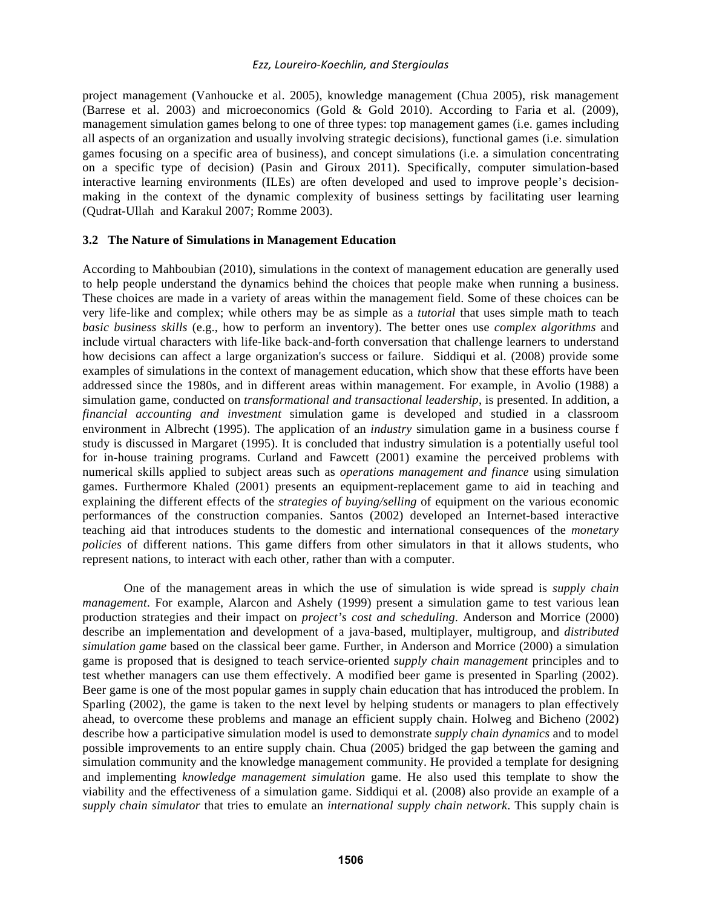project management (Vanhoucke et al. 2005), knowledge management (Chua 2005), risk management (Barrese et al. 2003) and microeconomics (Gold & Gold 2010). According to Faria et al. (2009), management simulation games belong to one of three types: top management games (i.e. games including all aspects of an organization and usually involving strategic decisions), functional games (i.e. simulation games focusing on a specific area of business), and concept simulations (i.e. a simulation concentrating on a specific type of decision) (Pasin and Giroux 2011). Specifically, computer simulation-based interactive learning environments (ILEs) are often developed and used to improve people's decision-making in the context of the dynamic complexity of business settings by facilitating user learning (Qudrat-Ullah and Karakul 2007; Romme 2003).

### 3.2 The Nature of Simulations in Management Education

According to Mahboubian (2010), simulations in the context of management education are generally used to help people understand the dynamics behind the choices that people make when running a business. These choices are made in a variety of areas within the management field. Some of these choices can be very life-like and complex; while others may be as simple as a *tutorial* that uses simple math to teach *basic business skills* (e.g., how to perform an inventory). The better ones use *complex algorithms* and include virtual characters with life-like back-and-forth conversation that challenge learners to understand how decisions can affect a large organization's success or failure. Siddiqui et al. (2008) provide some examples of simulations in the context of management education, which show that these efforts have been addressed since the 1980s, and in different areas within management. For example, in Avolio (1988) a simulation game, conducted on *transformational and transactional leadership*, is presented. In addition, a *financial accounting and investment* simulation game is developed and studied in a classroom environment in Albrecht (1995). The application of an *industry* simulation game in a business course f study is discussed in Margaret (1995). It is concluded that industry simulation is a potentially useful tool for in-house training programs. Curland and Fawcett (2001) examine the perceived problems with numerical skills applied to subject areas such as *operations management and finance* using simulation games. Furthermore Khaled (2001) presents an equipment-replacement game to aid in teaching and explaining the different effects of the *strategies of buying/selling* of equipment on the various economic performances of the construction companies. Santos (2002) developed an Internet-based interactive teaching aid that introduces students to the domestic and international consequences of the *monetary policies* of different nations. This game differs from other simulators in that it allows students, who represent nations, to interact with each other, rather than with a computer.

One of the management areas in which the use of simulation is wide spread is *supply chain management*. For example, Alarcon and Ashely (1999) present a simulation game to test various lean production strategies and their impact on *project's cost and scheduling*. Anderson and Morrice (2000) describe an implementation and development of a java-based, multiplayer, multigroup, and *distributed simulation game* based on the classical beer game. Further, in Anderson and Morrice (2000) a simulation game is proposed that is designed to teach service-oriented *supply chain management* principles and to test whether managers can use them effectively. A modified beer game is presented in Sparling (2002). Beer game is one of the most popular games in supply chain education that has introduced the problem. In Sparling (2002), the game is taken to the next level by helping students or managers to plan effectively ahead, to overcome these problems and manage an efficient supply chain. Holweg and Bicheno (2002) describe how a participative simulation model is used to demonstrate *supply chain dynamics* and to model possible improvements to an entire supply chain. Chua (2005) bridged the gap between the gaming and simulation community and the knowledge management community. He provided a template for designing and implementing *knowledge management simulation* game. He also used this template to show the viability and the effectiveness of a simulation game. Siddiqui et al. (2008) also provide an example of a *supply chain simulator* that tries to emulate an *international supply chain network*. This supply chain is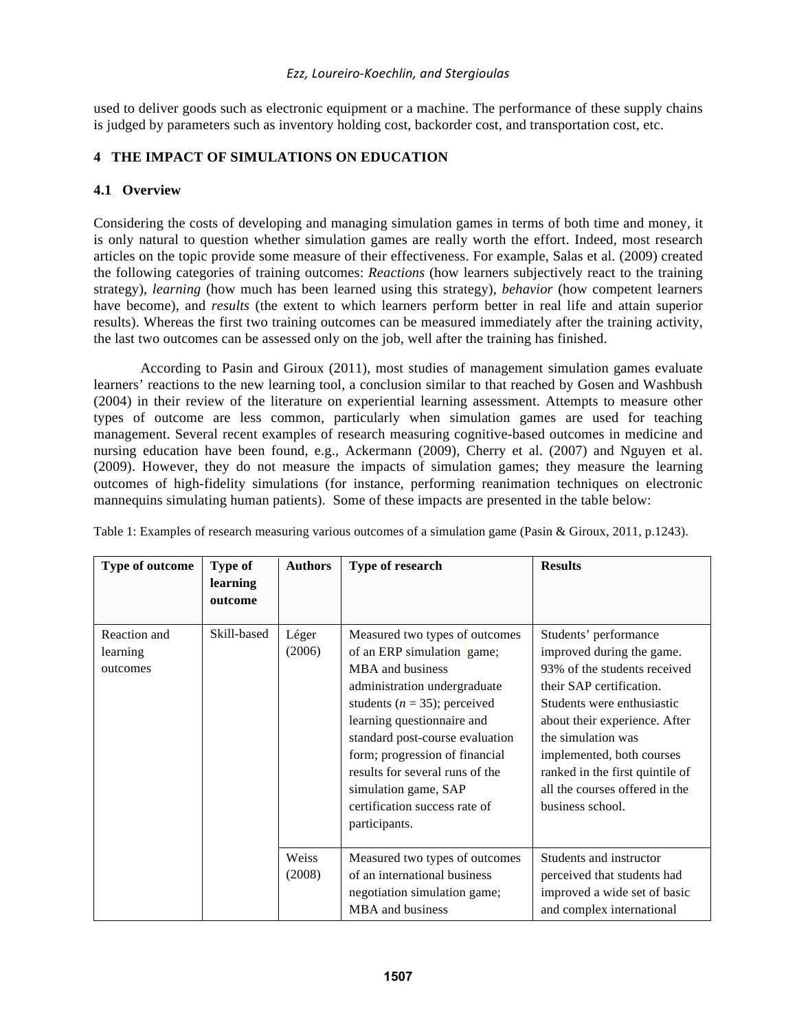used to deliver goods such as electronic equipment or a machine. The performance of these supply chains is judged by parameters such as inventory holding cost, backorder cost, and transportation cost, etc.

## 4 THE IMPACT OF SIMULATIONS ON EDUCATION

### 4.1 Overview

Considering the costs of developing and managing simulation games in terms of both time and money, it is only natural to question whether simulation games are really worth the effort. Indeed, most research articles on the topic provide some measure of their effectiveness. For example, Salas et al. (2009) created the following categories of training outcomes: *Reactions* (how learners subjectively react to the training strategy), *learning* (how much has been learned using this strategy), *behavior* (how competent learners have become), and *results* (the extent to which learners perform better in real life and attain superior results). Whereas the first two training outcomes can be measured immediately after the training activity, the last two outcomes can be assessed only on the job, well after the training has finished.

According to Pasin and Giroux (2011), most studies of management simulation games evaluate learners' reactions to the new learning tool, a conclusion similar to that reached by Gosen and Washbush (2004) in their review of the literature on experiential learning assessment. Attempts to measure other types of outcome are less common, particularly when simulation games are used for teaching management. Several recent examples of research measuring cognitive-based outcomes in medicine and nursing education have been found, e.g., Ackermann (2009), Cherry et al. (2007) and Nguyen et al. (2009). However, they do not measure the impacts of simulation games; they measure the learning outcomes of high-fidelity simulations (for instance, performing reanimation techniques on electronic mannequins simulating human patients). Some of these impacts are presented in the table below:

Table 1: Examples of research measuring various outcomes of a simulation game (Pasin & Giroux, 2011, p.1243).

| Type of outcome | Type of learning outcome | Authors | Type of research | Results |
|---|---|---|---|---|
| Reaction and learning outcomes | Skill-based | Léger (2006) | Measured two types of outcomes of an ERP simulation game; MBA and business administration undergraduate students ($n$ = 35); perceived learning questionnaire and standard post-course evaluation form; progression of financial results for several runs of the simulation game, SAP certification success rate of participants. | Students' performance improved during the game. 93% of the students received their SAP certification. Students were enthusiastic about their experience. After the simulation was implemented, both courses ranked in the first quintile of all the courses offered in the business school. |
| | | Weiss (2008) | Measured two types of outcomes of an international business negotiation simulation game; MBA and business | Students and instructor perceived that students had improved a wide set of basic and complex international |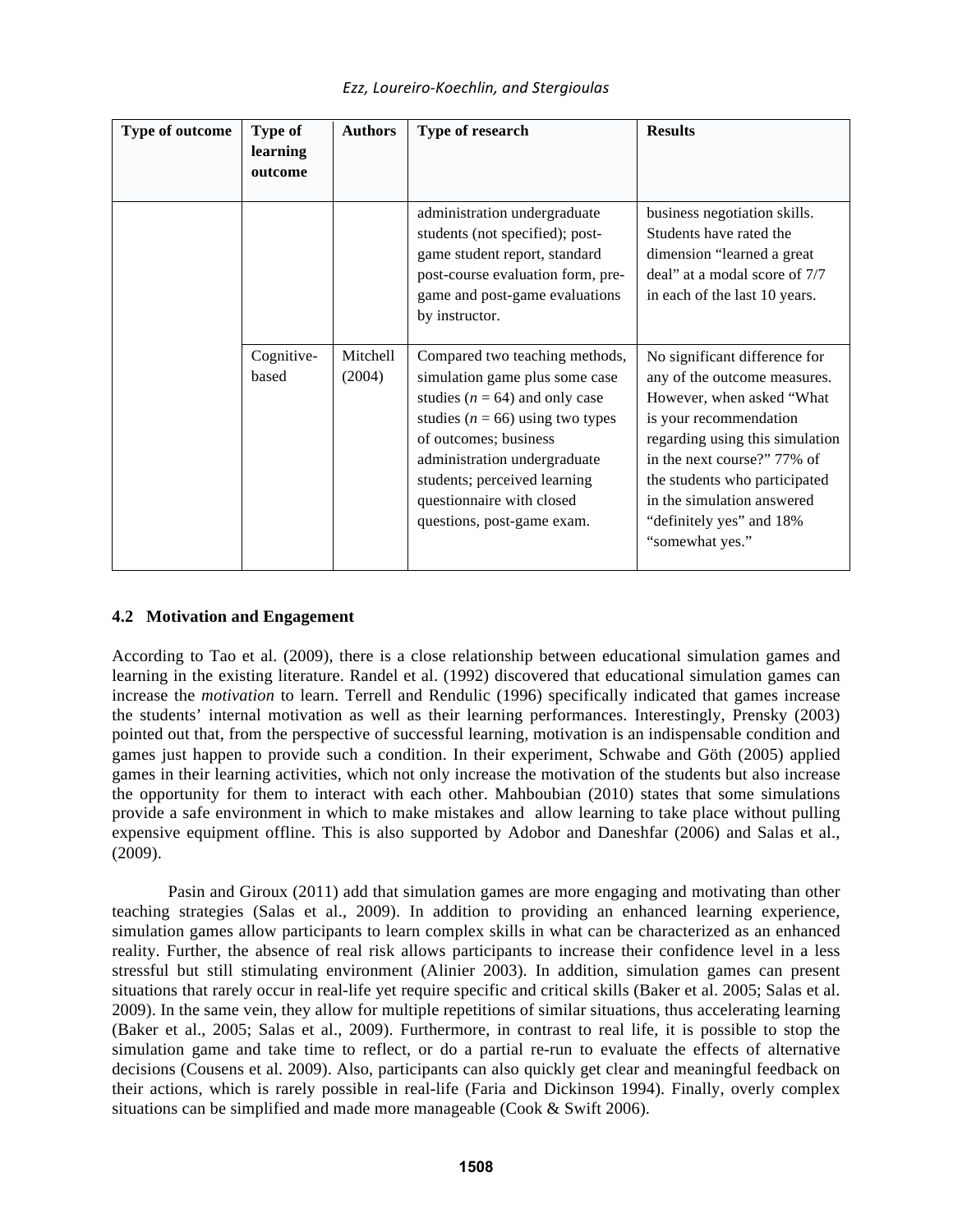| Type of outcome | Type of learning outcome | Authors | Type of research | Results |
|---|---|---|---|---|
| | | | administration undergraduate students (not specified); post-game student report, standard post-course evaluation form, pre-game and post-game evaluations by instructor. | business negotiation skills. Students have rated the dimension "learned a great deal" at a modal score of 7/7 in each of the last 10 years. |
| | Cognitive-based | Mitchell (2004) | Compared two teaching methods, simulation game plus some case studies ($n$ = 64) and only case studies ($n$ = 66) using two types of outcomes; business administration undergraduate students; perceived learning questionnaire with closed questions, post-game exam. | No significant difference for any of the outcome measures. However, when asked "What is your recommendation regarding using this simulation in the next course?" 77% of the students who participated in the simulation answered "definitely yes" and 18% "somewhat yes." |

### 4.2 Motivation and Engagement

According to Tao et al. (2009), there is a close relationship between educational simulation games and learning in the existing literature. Randel et al. (1992) discovered that educational simulation games can increase the *motivation* to learn. Terrell and Rendulic (1996) specifically indicated that games increase the students' internal motivation as well as their learning performances. Interestingly, Prensky (2003) pointed out that, from the perspective of successful learning, motivation is an indispensable condition and games just happen to provide such a condition. In their experiment, Schwabe and Göth (2005) applied games in their learning activities, which not only increase the motivation of the students but also increase the opportunity for them to interact with each other. Mahboubian (2010) states that some simulations provide a safe environment in which to make mistakes and allow learning to take place without pulling expensive equipment offline. This is also supported by Adobor and Daneshfar (2006) and Salas et al., (2009).

Pasin and Giroux (2011) add that simulation games are more engaging and motivating than other teaching strategies (Salas et al., 2009). In addition to providing an enhanced learning experience, simulation games allow participants to learn complex skills in what can be characterized as an enhanced reality. Further, the absence of real risk allows participants to increase their confidence level in a less stressful but still stimulating environment (Alinier 2003). In addition, simulation games can present situations that rarely occur in real-life yet require specific and critical skills (Baker et al. 2005; Salas et al. 2009). In the same vein, they allow for multiple repetitions of similar situations, thus accelerating learning (Baker et al., 2005; Salas et al., 2009). Furthermore, in contrast to real life, it is possible to stop the simulation game and take time to reflect, or do a partial re-run to evaluate the effects of alternative decisions (Cousens et al. 2009). Also, participants can also quickly get clear and meaningful feedback on their actions, which is rarely possible in real-life (Faria and Dickinson 1994). Finally, overly complex situations can be simplified and made more manageable (Cook & Swift 2006).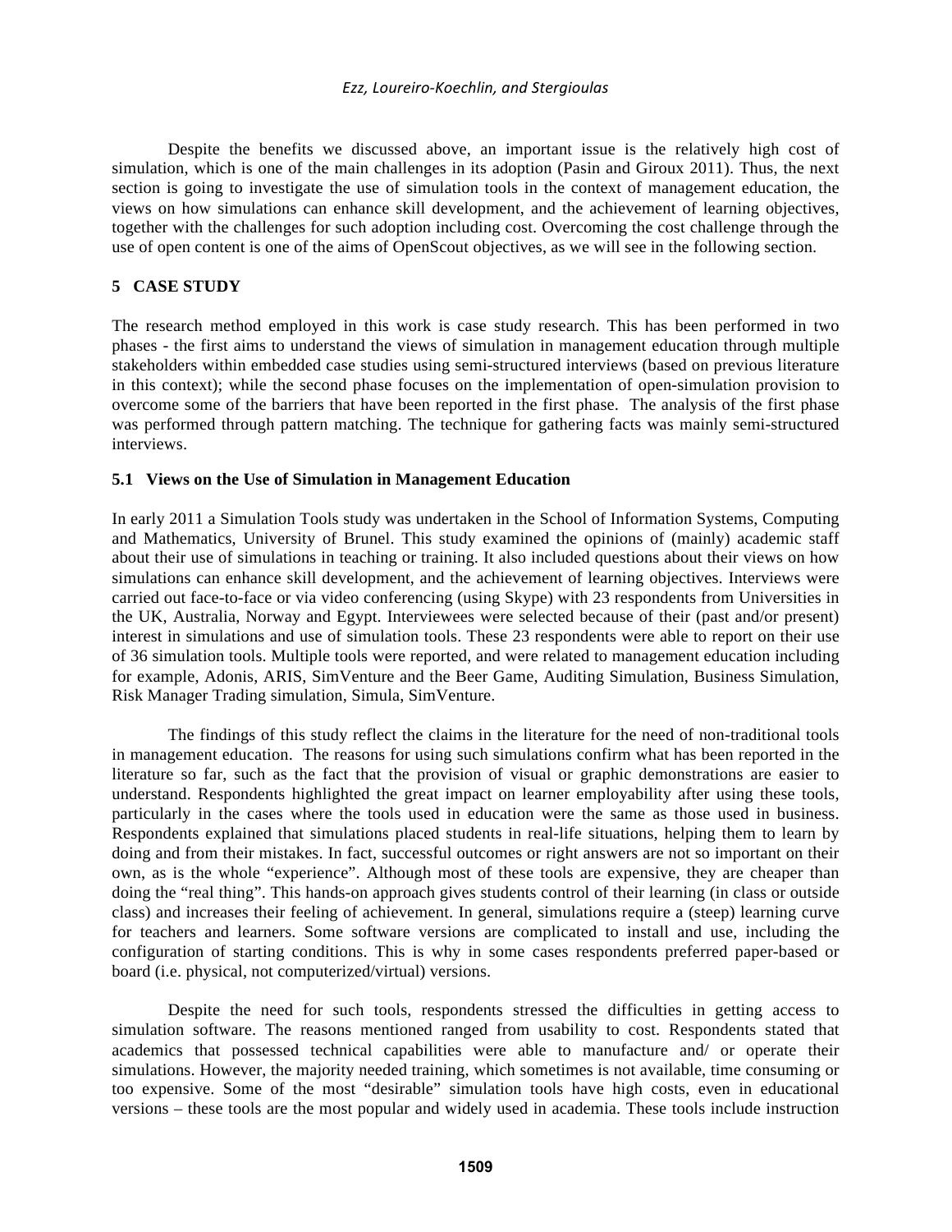Despite the benefits we discussed above, an important issue is the relatively high cost of simulation, which is one of the main challenges in its adoption (Pasin and Giroux 2011). Thus, the next section is going to investigate the use of simulation tools in the context of management education, the views on how simulations can enhance skill development, and the achievement of learning objectives, together with the challenges for such adoption including cost. Overcoming the cost challenge through the use of open content is one of the aims of OpenScout objectives, as we will see in the following section.

## 5 CASE STUDY

The research method employed in this work is case study research. This has been performed in two phases - the first aims to understand the views of simulation in management education through multiple stakeholders within embedded case studies using semi-structured interviews (based on previous literature in this context); while the second phase focuses on the implementation of open-simulation provision to overcome some of the barriers that have been reported in the first phase. The analysis of the first phase was performed through pattern matching. The technique for gathering facts was mainly semi-structured interviews.

### 5.1 Views on the Use of Simulation in Management Education

In early 2011 a Simulation Tools study was undertaken in the School of Information Systems, Computing and Mathematics, University of Brunel. This study examined the opinions of (mainly) academic staff about their use of simulations in teaching or training. It also included questions about their views on how simulations can enhance skill development, and the achievement of learning objectives. Interviews were carried out face-to-face or via video conferencing (using Skype) with 23 respondents from Universities in the UK, Australia, Norway and Egypt. Interviewees were selected because of their (past and/or present) interest in simulations and use of simulation tools. These 23 respondents were able to report on their use of 36 simulation tools. Multiple tools were reported, and were related to management education including for example, Adonis, ARIS, SimVenture and the Beer Game, Auditing Simulation, Business Simulation, Risk Manager Trading simulation, Simula, SimVenture.

The findings of this study reflect the claims in the literature for the need of non-traditional tools in management education. The reasons for using such simulations confirm what has been reported in the literature so far, such as the fact that the provision of visual or graphic demonstrations are easier to understand. Respondents highlighted the great impact on learner employability after using these tools, particularly in the cases where the tools used in education were the same as those used in business. Respondents explained that simulations placed students in real-life situations, helping them to learn by doing and from their mistakes. In fact, successful outcomes or right answers are not so important on their own, as is the whole "experience". Although most of these tools are expensive, they are cheaper than doing the "real thing". This hands-on approach gives students control of their learning (in class or outside class) and increases their feeling of achievement. In general, simulations require a (steep) learning curve for teachers and learners. Some software versions are complicated to install and use, including the configuration of starting conditions. This is why in some cases respondents preferred paper-based or board (i.e. physical, not computerized/virtual) versions.

Despite the need for such tools, respondents stressed the difficulties in getting access to simulation software. The reasons mentioned ranged from usability to cost. Respondents stated that academics that possessed technical capabilities were able to manufacture and/ or operate their simulations. However, the majority needed training, which sometimes is not available, time consuming or too expensive. Some of the most "desirable" simulation tools have high costs, even in educational versions – these tools are the most popular and widely used in academia. These tools include instruction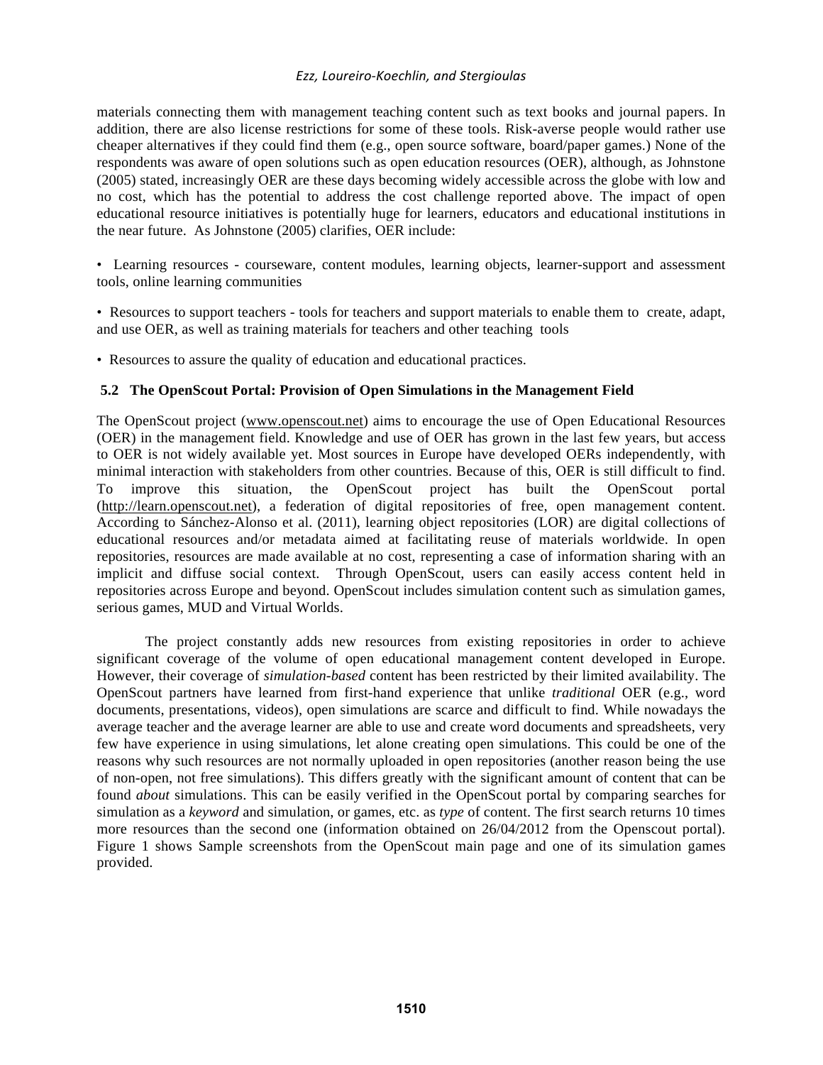materials connecting them with management teaching content such as text books and journal papers. In addition, there are also license restrictions for some of these tools. Risk-averse people would rather use cheaper alternatives if they could find them (e.g., open source software, board/paper games.) None of the respondents was aware of open solutions such as open education resources (OER), although, as Johnstone (2005) stated, increasingly OER are these days becoming widely accessible across the globe with low and no cost, which has the potential to address the cost challenge reported above. The impact of open educational resource initiatives is potentially huge for learners, educators and educational institutions in the near future. As Johnstone (2005) clarifies, OER include:

- Learning resources - courseware, content modules, learning objects, learner-support and assessment tools, online learning communities
- Resources to support teachers - tools for teachers and support materials to enable them to create, adapt, and use OER, as well as training materials for teachers and other teaching tools
- Resources to assure the quality of education and educational practices.

### 5.2 The OpenScout Portal: Provision of Open Simulations in the Management Field

The OpenScout project (www.openscout.net) aims to encourage the use of Open Educational Resources (OER) in the management field. Knowledge and use of OER has grown in the last few years, but access to OER is not widely available yet. Most sources in Europe have developed OERs independently, with minimal interaction with stakeholders from other countries. Because of this, OER is still difficult to find. To improve this situation, the OpenScout project has built the OpenScout portal (http://learn.openscout.net), a federation of digital repositories of free, open management content. According to Sánchez-Alonso et al. (2011), learning object repositories (LOR) are digital collections of educational resources and/or metadata aimed at facilitating reuse of materials worldwide. In open repositories, resources are made available at no cost, representing a case of information sharing with an implicit and diffuse social context. Through OpenScout, users can easily access content held in repositories across Europe and beyond. OpenScout includes simulation content such as simulation games, serious games, MUD and Virtual Worlds.

The project constantly adds new resources from existing repositories in order to achieve significant coverage of the volume of open educational management content developed in Europe. However, their coverage of *simulation-based* content has been restricted by their limited availability. The OpenScout partners have learned from first-hand experience that unlike *traditional* OER (e.g., word documents, presentations, videos), open simulations are scarce and difficult to find. While nowadays the average teacher and the average learner are able to use and create word documents and spreadsheets, very few have experience in using simulations, let alone creating open simulations. This could be one of the reasons why such resources are not normally uploaded in open repositories (another reason being the use of non-open, not free simulations). This differs greatly with the significant amount of content that can be found *about* simulations. This can be easily verified in the OpenScout portal by comparing searches for simulation as a *keyword* and simulation, or games, etc. as *type* of content. The first search returns 10 times more resources than the second one (information obtained on 26/04/2012 from the Openscout portal). Figure 1 shows Sample screenshots from the OpenScout main page and one of its simulation games provided.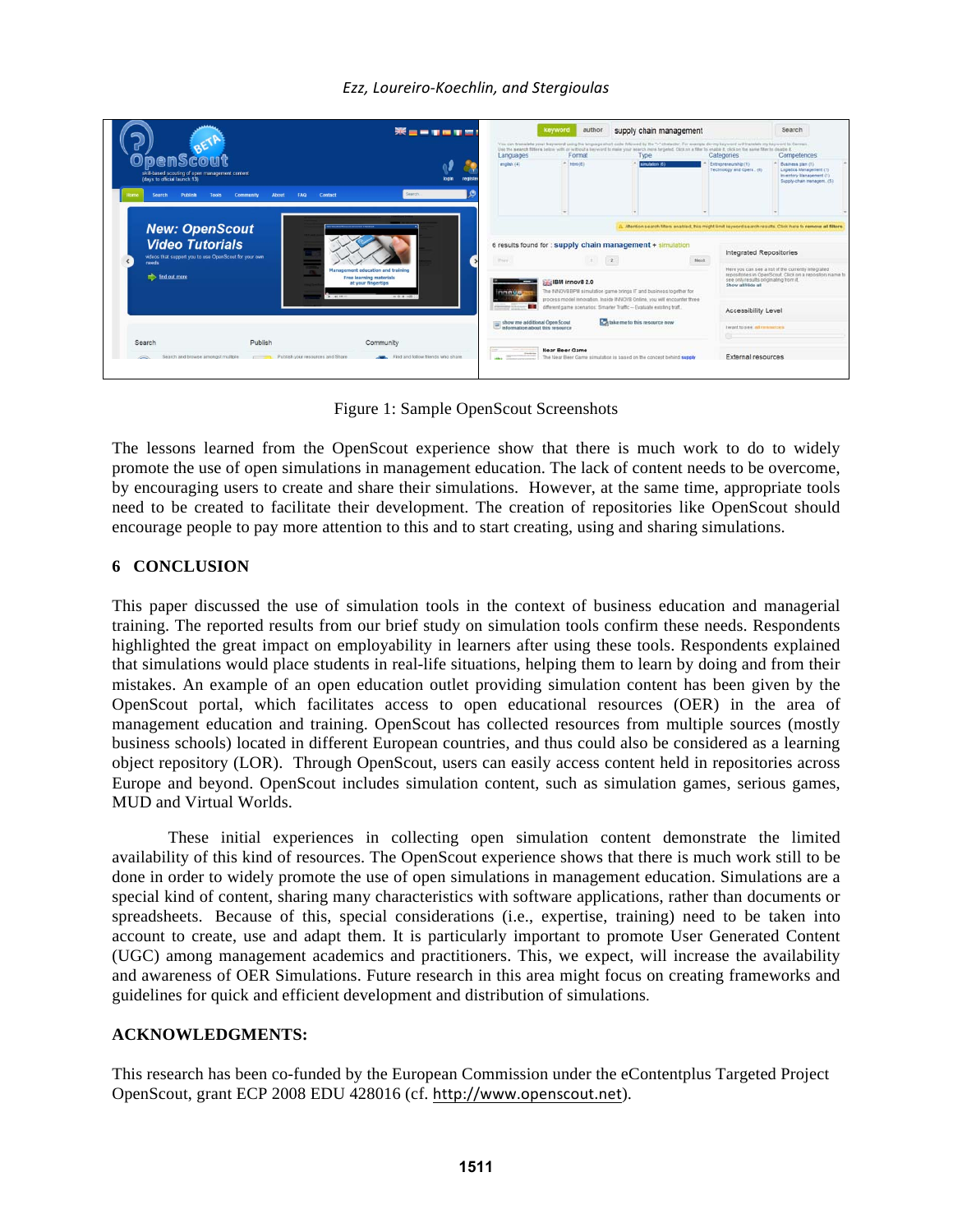Figure 1: Sample OpenScout Screenshots

The lessons learned from the OpenScout experience show that there is much work to do to widely promote the use of open simulations in management education. The lack of content needs to be overcome, by encouraging users to create and share their simulations. However, at the same time, appropriate tools need to be created to facilitate their development. The creation of repositories like OpenScout should encourage people to pay more attention to this and to start creating, using and sharing simulations.

## 6 CONCLUSION

This paper discussed the use of simulation tools in the context of business education and managerial training. The reported results from our brief study on simulation tools confirm these needs. Respondents highlighted the great impact on employability in learners after using these tools. Respondents explained that simulations would place students in real-life situations, helping them to learn by doing and from their mistakes. An example of an open education outlet providing simulation content has been given by the OpenScout portal, which facilitates access to open educational resources (OER) in the area of management education and training. OpenScout has collected resources from multiple sources (mostly business schools) located in different European countries, and thus could also be considered as a learning object repository (LOR). Through OpenScout, users can easily access content held in repositories across Europe and beyond. OpenScout includes simulation content, such as simulation games, serious games, MUD and Virtual Worlds.

These initial experiences in collecting open simulation content demonstrate the limited availability of this kind of resources. The OpenScout experience shows that there is much work still to be done in order to widely promote the use of open simulations in management education. Simulations are a special kind of content, sharing many characteristics with software applications, rather than documents or spreadsheets. Because of this, special considerations (i.e., expertise, training) need to be taken into account to create, use and adapt them. It is particularly important to promote User Generated Content (UGC) among management academics and practitioners. This, we expect, will increase the availability and awareness of OER Simulations. Future research in this area might focus on creating frameworks and guidelines for quick and efficient development and distribution of simulations.

## ACKNOWLEDGMENTS:

This research has been co-funded by the European Commission under the eContentplus Targeted Project OpenScout, grant ECP 2008 EDU 428016 (cf. http://www.openscout.net).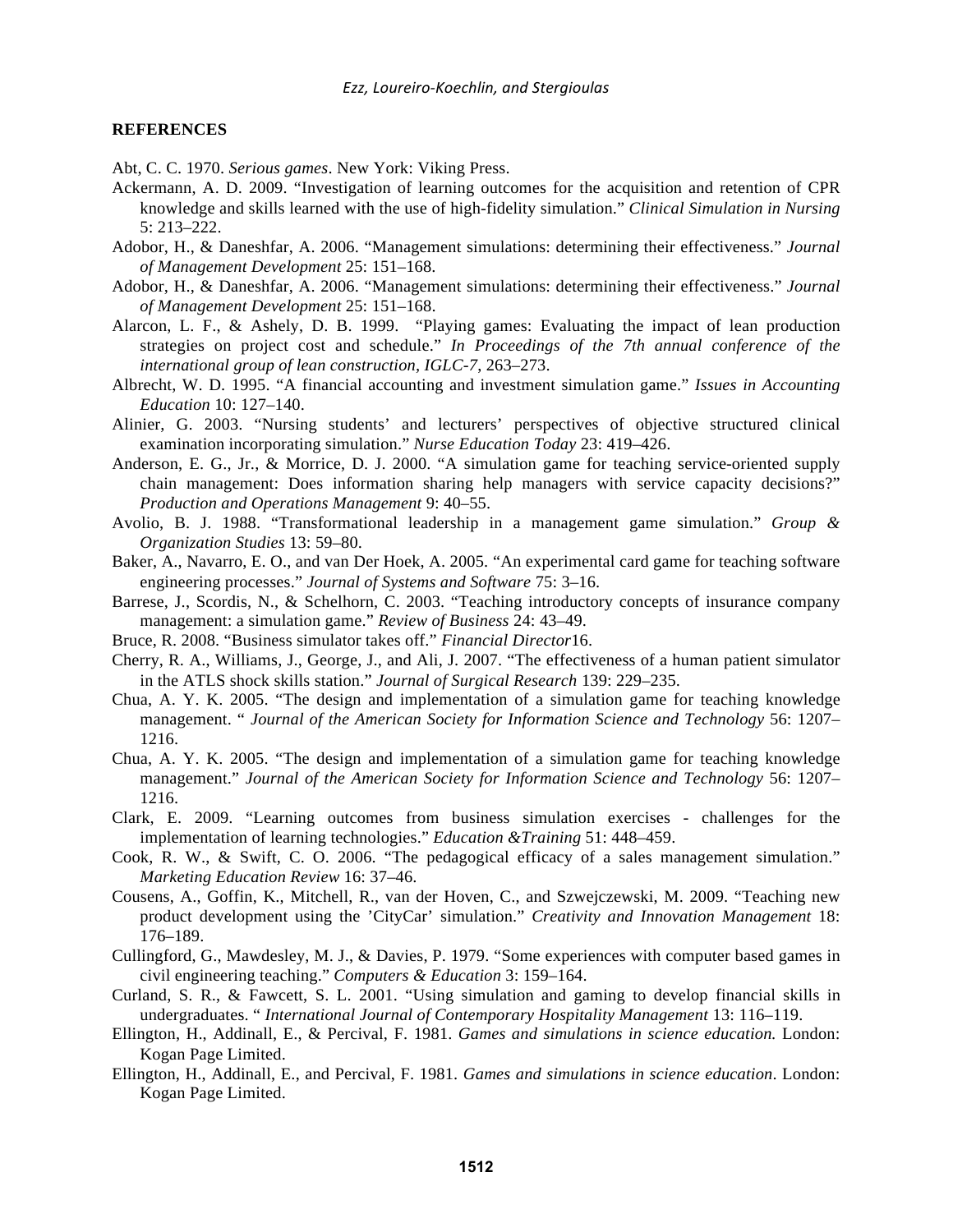## REFERENCES

Abt, C. C. 1970. *Serious games*. New York: Viking Press.

Ackermann, A. D. 2009. "Investigation of learning outcomes for the acquisition and retention of CPR knowledge and skills learned with the use of high-fidelity simulation." *Clinical Simulation in Nursing* 5: 213–222.

Adobor, H., & Daneshfar, A. 2006. "Management simulations: determining their effectiveness." *Journal of Management Development* 25: 151–168.

Adobor, H., & Daneshfar, A. 2006. "Management simulations: determining their effectiveness." *Journal of Management Development* 25: 151–168.

Alarcon, L. F., & Ashely, D. B. 1999. "Playing games: Evaluating the impact of lean production strategies on project cost and schedule." *In Proceedings of the 7th annual conference of the international group of lean construction, IGLC-7*, 263–273.

Albrecht, W. D. 1995. "A financial accounting and investment simulation game." *Issues in Accounting Education* 10: 127–140.

Alinier, G. 2003. "Nursing students' and lecturers' perspectives of objective structured clinical examination incorporating simulation." *Nurse Education Today* 23: 419–426.

Anderson, E. G., Jr., & Morrice, D. J. 2000. "A simulation game for teaching service-oriented supply chain management: Does information sharing help managers with service capacity decisions?" *Production and Operations Management* 9: 40–55.

Avolio, B. J. 1988. "Transformational leadership in a management game simulation." *Group & Organization Studies* 13: 59–80.

Baker, A., Navarro, E. O., and van Der Hoek, A. 2005. "An experimental card game for teaching software engineering processes." *Journal of Systems and Software* 75: 3–16.

Barrese, J., Scordis, N., & Schelhorn, C. 2003. "Teaching introductory concepts of insurance company management: a simulation game." *Review of Business* 24: 43–49.

Bruce, R. 2008. "Business simulator takes off." *Financial Director*16.

Cherry, R. A., Williams, J., George, J., and Ali, J. 2007. "The effectiveness of a human patient simulator in the ATLS shock skills station." *Journal of Surgical Research* 139: 229–235.

Chua, A. Y. K. 2005. "The design and implementation of a simulation game for teaching knowledge management. " *Journal of the American Society for Information Science and Technology* 56: 1207–1216.

Chua, A. Y. K. 2005. "The design and implementation of a simulation game for teaching knowledge management." *Journal of the American Society for Information Science and Technology* 56: 1207–1216.

Clark, E. 2009. "Learning outcomes from business simulation exercises - challenges for the implementation of learning technologies." *Education &Training* 51: 448–459.

Cook, R. W., & Swift, C. O. 2006. "The pedagogical efficacy of a sales management simulation." *Marketing Education Review* 16: 37–46.

Cousens, A., Goffin, K., Mitchell, R., van der Hoven, C., and Szwejczewski, M. 2009. "Teaching new product development using the 'CityCar' simulation." *Creativity and Innovation Management* 18: 176–189.

Cullingford, G., Mawdesley, M. J., & Davies, P. 1979. "Some experiences with computer based games in civil engineering teaching." *Computers & Education* 3: 159–164.

Curland, S. R., & Fawcett, S. L. 2001. "Using simulation and gaming to develop financial skills in undergraduates. " *International Journal of Contemporary Hospitality Management* 13: 116–119.

Ellington, H., Addinall, E., & Percival, F. 1981. *Games and simulations in science education.* London: Kogan Page Limited.

Ellington, H., Addinall, E., and Percival, F. 1981. *Games and simulations in science education*. London: Kogan Page Limited.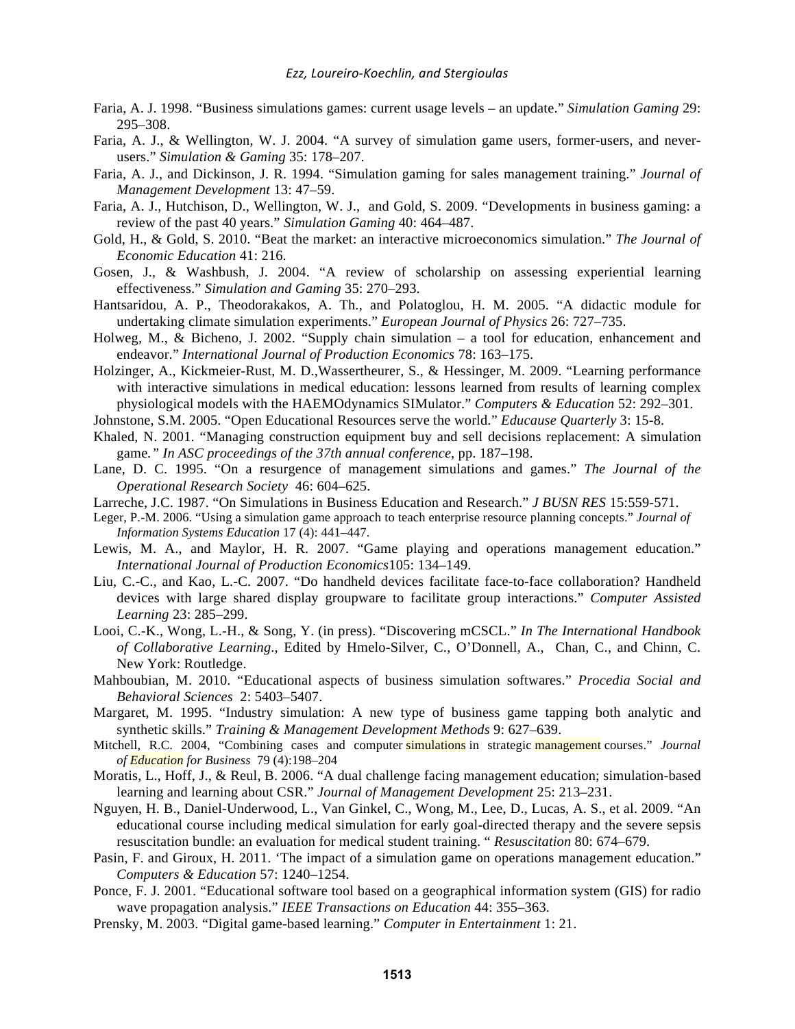Faria, A. J. 1998. “Business simulations games: current usage levels – an update.” *Simulation Gaming* 29: 295–308.

Faria, A. J., & Wellington, W. J. 2004. “A survey of simulation game users, former-users, and never-users.” *Simulation & Gaming* 35: 178–207.

Faria, A. J., and Dickinson, J. R. 1994. “Simulation gaming for sales management training.” *Journal of Management Development* 13: 47–59.

Faria, A. J., Hutchison, D., Wellington, W. J., and Gold, S. 2009. “Developments in business gaming: a review of the past 40 years.” *Simulation Gaming* 40: 464–487.

Gold, H., & Gold, S. 2010. “Beat the market: an interactive microeconomics simulation.” *The Journal of Economic Education* 41: 216.

Gosen, J., & Washbush, J. 2004. “A review of scholarship on assessing experiential learning effectiveness.” *Simulation and Gaming* 35: 270–293.

Hantsaridou, A. P., Theodorakakos, A. Th., and Polatoglou, H. M. 2005. “A didactic module for undertaking climate simulation experiments.” *European Journal of Physics* 26: 727–735.

Holweg, M., & Bicheno, J. 2002. “Supply chain simulation – a tool for education, enhancement and endeavor.” *International Journal of Production Economics* 78: 163–175.

Holzinger, A., Kickmeier-Rust, M. D.,Wassertheurer, S., & Hessinger, M. 2009. “Learning performance with interactive simulations in medical education: lessons learned from results of learning complex physiological models with the HAEMOdynamics SIMulator.” *Computers & Education* 52: 292–301.

Johnstone, S.M. 2005. “Open Educational Resources serve the world.” *Educause Quarterly* 3: 15-8.

Khaled, N. 2001. “Managing construction equipment buy and sell decisions replacement: A simulation game.” *In ASC proceedings of the 37th annual conference*, pp. 187–198.

Lane, D. C. 1995. “On a resurgence of management simulations and games.” *The Journal of the Operational Research Society* 46: 604–625.

Larreche, J.C. 1987. “On Simulations in Business Education and Research.” *J BUSN RES* 15:559-571.

Leger, P.-M. 2006. “Using a simulation game approach to teach enterprise resource planning concepts.” *Journal of Information Systems Education* 17 (4): 441–447.

Lewis, M. A., and Maylor, H. R. 2007. “Game playing and operations management education.” *International Journal of Production Economics*105: 134–149.

Liu, C.-C., and Kao, L.-C. 2007. “Do handheld devices facilitate face-to-face collaboration? Handheld devices with large shared display groupware to facilitate group interactions.” *Computer Assisted Learning* 23: 285–299.

Looi, C.-K., Wong, L.-H., & Song, Y. (in press). “Discovering mCSCL.” *In The International Handbook of Collaborative Learning*., Edited by Hmelo-Silver, C., O’Donnell, A., Chan, C., and Chinn, C. New York: Routledge.

Mahboubian, M. 2010. “Educational aspects of business simulation softwares.” *Procedia Social and Behavioral Sciences* 2: 5403–5407.

Margaret, M. 1995. “Industry simulation: A new type of business game tapping both analytic and synthetic skills.” *Training & Management Development Methods* 9: 627–639.

Mitchell, R.C. 2004, “Combining cases and computer simulations in strategic management courses.” *Journal of Education for Business* 79 (4):198–204

Moratis, L., Hoff, J., & Reul, B. 2006. “A dual challenge facing management education; simulation-based learning and learning about CSR.” *Journal of Management Development* 25: 213–231.

Nguyen, H. B., Daniel-Underwood, L., Van Ginkel, C., Wong, M., Lee, D., Lucas, A. S., et al. 2009. “An educational course including medical simulation for early goal-directed therapy and the severe sepsis resuscitation bundle: an evaluation for medical student training. “ *Resuscitation* 80: 674–679.

Pasin, F. and Giroux, H. 2011. ‘The impact of a simulation game on operations management education.” *Computers & Education* 57: 1240–1254.

Ponce, F. J. 2001. “Educational software tool based on a geographical information system (GIS) for radio wave propagation analysis.” *IEEE Transactions on Education* 44: 355–363.

Prensky, M. 2003. “Digital game-based learning.” *Computer in Entertainment* 1: 21.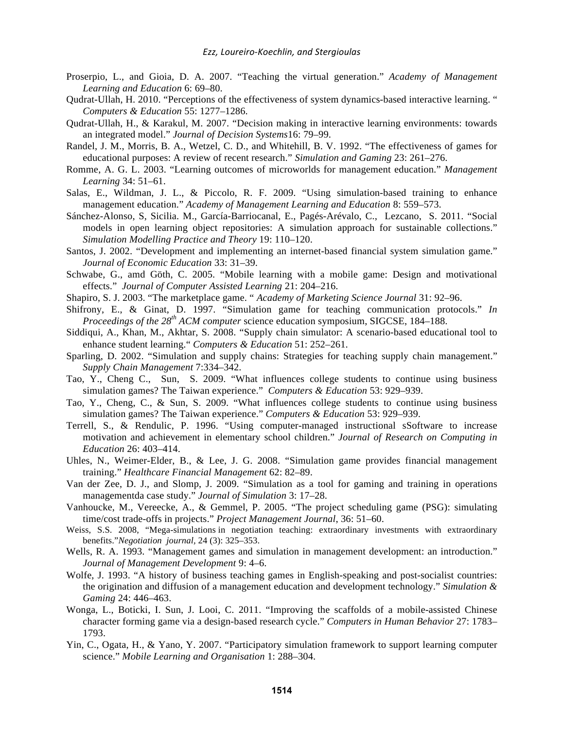Proserpio, L., and Gioia, D. A. 2007. "Teaching the virtual generation." *Academy of Management Learning and Education* 6: 69–80.

Qudrat-Ullah, H. 2010. "Perceptions of the effectiveness of system dynamics-based interactive learning. " *Computers & Education* 55: 1277–1286.

Qudrat-Ullah, H., & Karakul, M. 2007. "Decision making in interactive learning environments: towards an integrated model." *Journal of Decision Systems*16: 79–99.

Randel, J. M., Morris, B. A., Wetzel, C. D., and Whitehill, B. V. 1992. "The effectiveness of games for educational purposes: A review of recent research." *Simulation and Gaming* 23: 261–276.

Romme, A. G. L. 2003. "Learning outcomes of microworlds for management education." *Management Learning* 34: 51–61.

Salas, E., Wildman, J. L., & Piccolo, R. F. 2009. "Using simulation-based training to enhance management education." *Academy of Management Learning and Education* 8: 559–573.

Sánchez-Alonso, S, Sicilia. M., García-Barriocanal, E., Pagés-Arévalo, C., Lezcano, S. 2011. "Social models in open learning object repositories: A simulation approach for sustainable collections." *Simulation Modelling Practice and Theory* 19: 110–120.

Santos, J. 2002. "Development and implementing an internet-based financial system simulation game." *Journal of Economic Education* 33: 31–39.

Schwabe, G., amd Göth, C. 2005. "Mobile learning with a mobile game: Design and motivational effects." *Journal of Computer Assisted Learning* 21: 204–216.

Shapiro, S. J. 2003. "The marketplace game. " *Academy of Marketing Science Journal* 31: 92–96.

Shifrony, E., & Ginat, D. 1997. "Simulation game for teaching communication protocols." *In Proceedings of the 28th ACM computer* science education symposium, SIGCSE, 184–188.

Siddiqui, A., Khan, M., Akhtar, S. 2008. "Supply chain simulator: A scenario-based educational tool to enhance student learning." *Computers & Education* 51: 252–261.

Sparling, D. 2002. "Simulation and supply chains: Strategies for teaching supply chain management." *Supply Chain Management* 7:334–342.

Tao, Y., Cheng C., Sun, S. 2009. "What influences college students to continue using business simulation games? The Taiwan experience." *Computers & Education* 53: 929–939.

Tao, Y., Cheng, C., & Sun, S. 2009. "What influences college students to continue using business simulation games? The Taiwan experience." *Computers & Education* 53: 929–939.

Terrell, S., & Rendulic, P. 1996. "Using computer-managed instructional sSoftware to increase motivation and achievement in elementary school children." *Journal of Research on Computing in Education* 26: 403–414.

Uhles, N., Weimer-Elder, B., & Lee, J. G. 2008. "Simulation game provides financial management training." *Healthcare Financial Management* 62: 82–89.

Van der Zee, D. J., and Slomp, J. 2009. "Simulation as a tool for gaming and training in operations managementda case study." *Journal of Simulation* 3: 17–28.

Vanhoucke, M., Vereecke, A., & Gemmel, P. 2005. "The project scheduling game (PSG): simulating time/cost trade-offs in projects." *Project Management Journal*, 36: 51–60.

Weiss, S.S. 2008, "Mega-simulations in negotiation teaching: extraordinary investments with extraordinary benefits."*Negotiation journal*, 24 (3): 325–353.

Wells, R. A. 1993. "Management games and simulation in management development: an introduction." *Journal of Management Development* 9: 4–6.

Wolfe, J. 1993. "A history of business teaching games in English-speaking and post-socialist countries: the origination and diffusion of a management education and development technology." *Simulation & Gaming* 24: 446–463.

Wonga, L., Boticki, I. Sun, J. Looi, C. 2011. "Improving the scaffolds of a mobile-assisted Chinese character forming game via a design-based research cycle." *Computers in Human Behavior* 27: 1783–1793.

Yin, C., Ogata, H., & Yano, Y. 2007. "Participatory simulation framework to support learning computer science." *Mobile Learning and Organisation* 1: 288–304.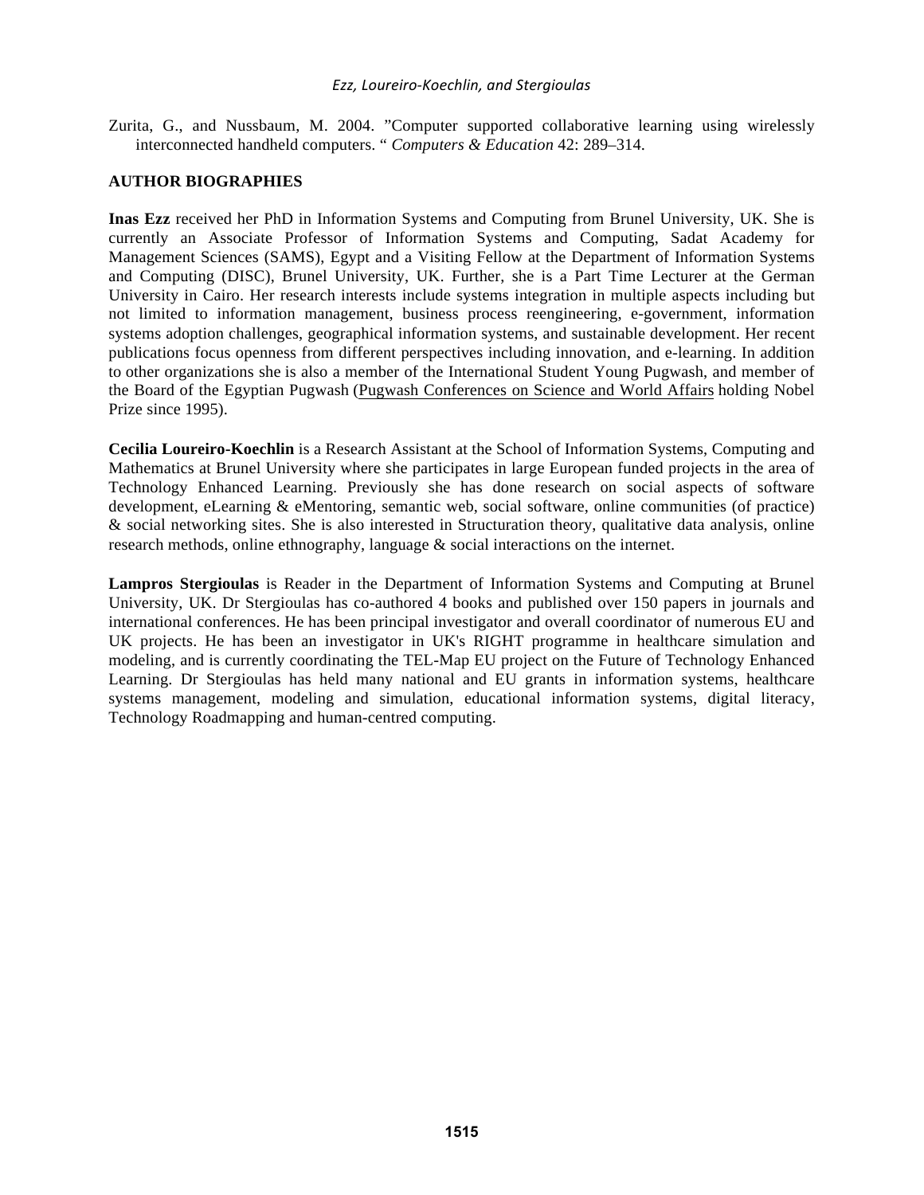Zurita, G., and Nussbaum, M. 2004. "Computer supported collaborative learning using wirelessly interconnected handheld computers. " *Computers & Education* 42: 289–314.

## AUTHOR BIOGRAPHIES

**Inas Ezz** received her PhD in Information Systems and Computing from Brunel University, UK. She is currently an Associate Professor of Information Systems and Computing, Sadat Academy for Management Sciences (SAMS), Egypt and a Visiting Fellow at the Department of Information Systems and Computing (DISC), Brunel University, UK. Further, she is a Part Time Lecturer at the German University in Cairo. Her research interests include systems integration in multiple aspects including but not limited to information management, business process reengineering, e-government, information systems adoption challenges, geographical information systems, and sustainable development. Her recent publications focus openness from different perspectives including innovation, and e-learning. In addition to other organizations she is also a member of the International Student Young Pugwash, and member of the Board of the Egyptian Pugwash (Pugwash Conferences on Science and World Affairs holding Nobel Prize since 1995).

**Cecilia Loureiro-Koechlin** is a Research Assistant at the School of Information Systems, Computing and Mathematics at Brunel University where she participates in large European funded projects in the area of Technology Enhanced Learning. Previously she has done research on social aspects of software development, eLearning & eMentoring, semantic web, social software, online communities (of practice) & social networking sites. She is also interested in Structuration theory, qualitative data analysis, online research methods, online ethnography, language & social interactions on the internet.

**Lampros Stergioulas** is Reader in the Department of Information Systems and Computing at Brunel University, UK. Dr Stergioulas has co-authored 4 books and published over 150 papers in journals and international conferences. He has been principal investigator and overall coordinator of numerous EU and UK projects. He has been an investigator in UK's RIGHT programme in healthcare simulation and modeling, and is currently coordinating the TEL-Map EU project on the Future of Technology Enhanced Learning. Dr Stergioulas has held many national and EU grants in information systems, healthcare systems management, modeling and simulation, educational information systems, digital literacy, Technology Roadmapping and human-centred computing.